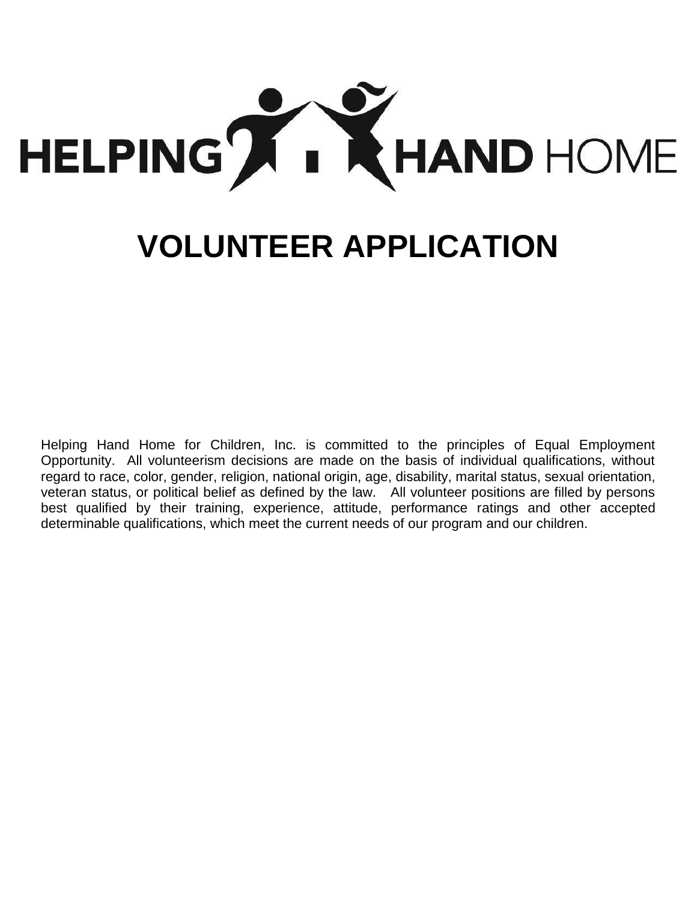HELPING HAND HOME

# VOLUNTEER APPLICATION

Helping Hand Home for Children, Inc. is committed to the principles of Equal Employment Opportunity. All volunteerism decisions are made on the basis of individual qualifications, without regard to race, color, gender, religion, national origin, age, disability, marital status, sexual orientation, veteran status, or political belief as defined by the law. All volunteer positions are filled by persons best qualified by their training, experience, attitude, performance ratings and other accepted determinable qualifications, which meet the current needs of our program and our children.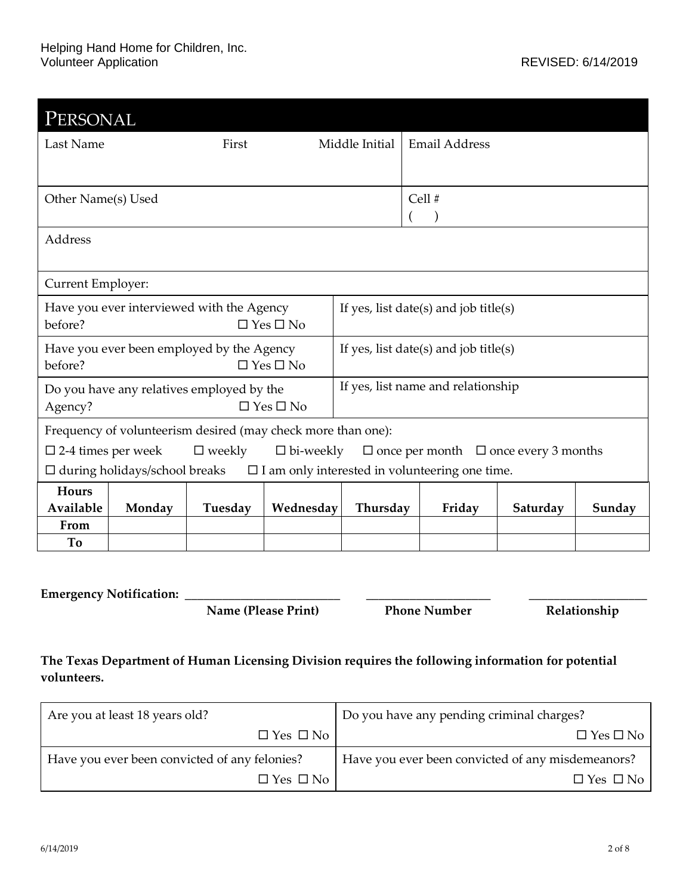Helping Hand Home for Children, Inc.
Volunteer Application REVISED: 6/14/2019

## PERSONAL

| Last Name | First | Middle Initial | Email Address |
|---|---|---|---|
| Other Name(s) Used | | | Cell # ( ) |
| Address | | | |
| Current Employer: | | | |

| | |
|---|---|
| Have you ever interviewed with the Agency before? ☐ Yes ☐ No | If yes, list date(s) and job title(s) |
| Have you ever been employed by the Agency before? ☐ Yes ☐ No | If yes, list date(s) and job title(s) |
| Do you have any relatives employed by the Agency? ☐ Yes ☐ No | If yes, list name and relationship |

Frequency of volunteerism desired (may check more than one):

☐ 2-4 times per week ☐ weekly ☐ bi-weekly ☐ once per month ☐ once every 3 months

☐ during holidays/school breaks ☐ I am only interested in volunteering one time.

| Hours Available | Monday | Tuesday | Wednesday | Thursday | Friday | Saturday | Sunday |
|---|---|---|---|---|---|---|---|
| From | | | | | | | |
| To | | | | | | | |

**Emergency Notification:** ______________________ ____________________ ____________________

**Name (Please Print)** **Phone Number** **Relationship**

**The Texas Department of Human Licensing Division requires the following information for potential volunteers.**

| | |
|---|---|
| Are you at least 18 years old? ☐ Yes ☐ No | Do you have any pending criminal charges? ☐ Yes ☐ No |
| Have you ever been convicted of any felonies? ☐ Yes ☐ No | Have you ever been convicted of any misdemeanors? ☐ Yes ☐ No |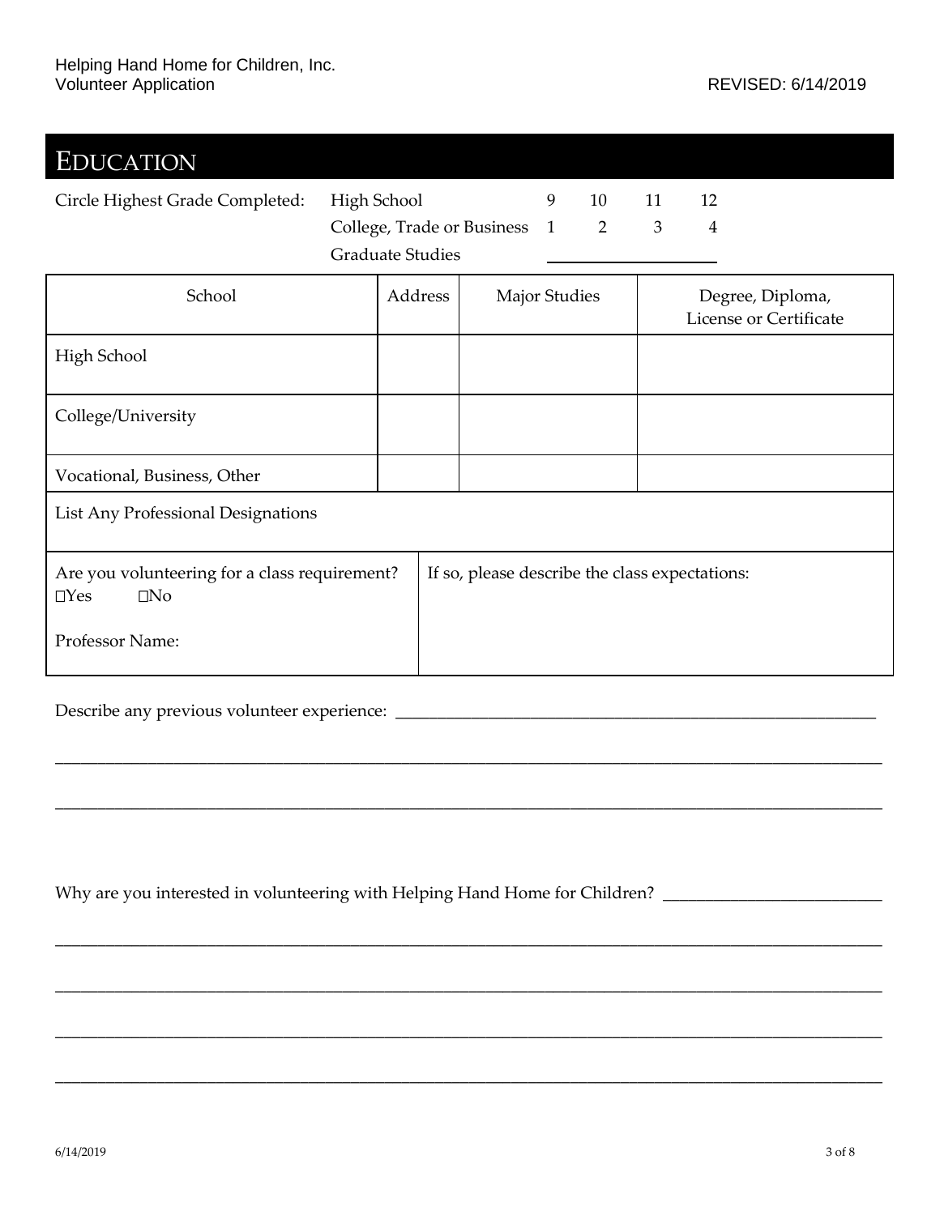## EDUCATION

Circle Highest Grade Completed: High School 9 10 11 12

College, Trade or Business 1 2 3 4

Graduate Studies \_\_\_\_\_\_\_\_\_\_\_\_\_\_\_\_\_\_\_\_

| School | Address | Major Studies | Degree, Diploma, License or Certificate |
|---|---|---|---|
| High School | | | |
| College/University | | | |
| Vocational, Business, Other | | | |
| List Any Professional Designations | | | |

| Are you volunteering for a class requirement? ☐Yes ☐No<br><br>Professor Name: | If so, please describe the class expectations: |
|---|---|

Describe any previous volunteer experience: \_\_\_\_\_\_\_\_\_\_\_\_\_\_\_\_\_\_\_\_\_\_\_\_\_\_\_\_\_\_\_\_\_\_\_\_\_\_\_\_\_\_\_\_\_\_\_\_\_\_\_\_\_\_\_\_

\_\_\_\_\_\_\_\_\_\_\_\_\_\_\_\_\_\_\_\_\_\_\_\_\_\_\_\_\_\_\_\_\_\_\_\_\_\_\_\_\_\_\_\_\_\_\_\_\_\_\_\_\_\_\_\_\_\_\_\_\_\_\_\_\_\_\_\_\_\_\_\_\_\_\_\_\_\_\_\_\_\_\_\_\_\_\_\_\_\_\_\_\_\_\_\_\_\_\_\_

\_\_\_\_\_\_\_\_\_\_\_\_\_\_\_\_\_\_\_\_\_\_\_\_\_\_\_\_\_\_\_\_\_\_\_\_\_\_\_\_\_\_\_\_\_\_\_\_\_\_\_\_\_\_\_\_\_\_\_\_\_\_\_\_\_\_\_\_\_\_\_\_\_\_\_\_\_\_\_\_\_\_\_\_\_\_\_\_\_\_\_\_\_\_\_\_\_\_\_\_

Why are you interested in volunteering with Helping Hand Home for Children? \_\_\_\_\_\_\_\_\_\_\_\_\_\_\_\_\_\_\_\_\_\_\_\_\_

\_\_\_\_\_\_\_\_\_\_\_\_\_\_\_\_\_\_\_\_\_\_\_\_\_\_\_\_\_\_\_\_\_\_\_\_\_\_\_\_\_\_\_\_\_\_\_\_\_\_\_\_\_\_\_\_\_\_\_\_\_\_\_\_\_\_\_\_\_\_\_\_\_\_\_\_\_\_\_\_\_\_\_\_\_\_\_\_\_\_\_\_\_\_\_\_\_\_\_\_

\_\_\_\_\_\_\_\_\_\_\_\_\_\_\_\_\_\_\_\_\_\_\_\_\_\_\_\_\_\_\_\_\_\_\_\_\_\_\_\_\_\_\_\_\_\_\_\_\_\_\_\_\_\_\_\_\_\_\_\_\_\_\_\_\_\_\_\_\_\_\_\_\_\_\_\_\_\_\_\_\_\_\_\_\_\_\_\_\_\_\_\_\_\_\_\_\_\_\_\_

\_\_\_\_\_\_\_\_\_\_\_\_\_\_\_\_\_\_\_\_\_\_\_\_\_\_\_\_\_\_\_\_\_\_\_\_\_\_\_\_\_\_\_\_\_\_\_\_\_\_\_\_\_\_\_\_\_\_\_\_\_\_\_\_\_\_\_\_\_\_\_\_\_\_\_\_\_\_\_\_\_\_\_\_\_\_\_\_\_\_\_\_\_\_\_\_\_\_\_\_

\_\_\_\_\_\_\_\_\_\_\_\_\_\_\_\_\_\_\_\_\_\_\_\_\_\_\_\_\_\_\_\_\_\_\_\_\_\_\_\_\_\_\_\_\_\_\_\_\_\_\_\_\_\_\_\_\_\_\_\_\_\_\_\_\_\_\_\_\_\_\_\_\_\_\_\_\_\_\_\_\_\_\_\_\_\_\_\_\_\_\_\_\_\_\_\_\_\_\_\_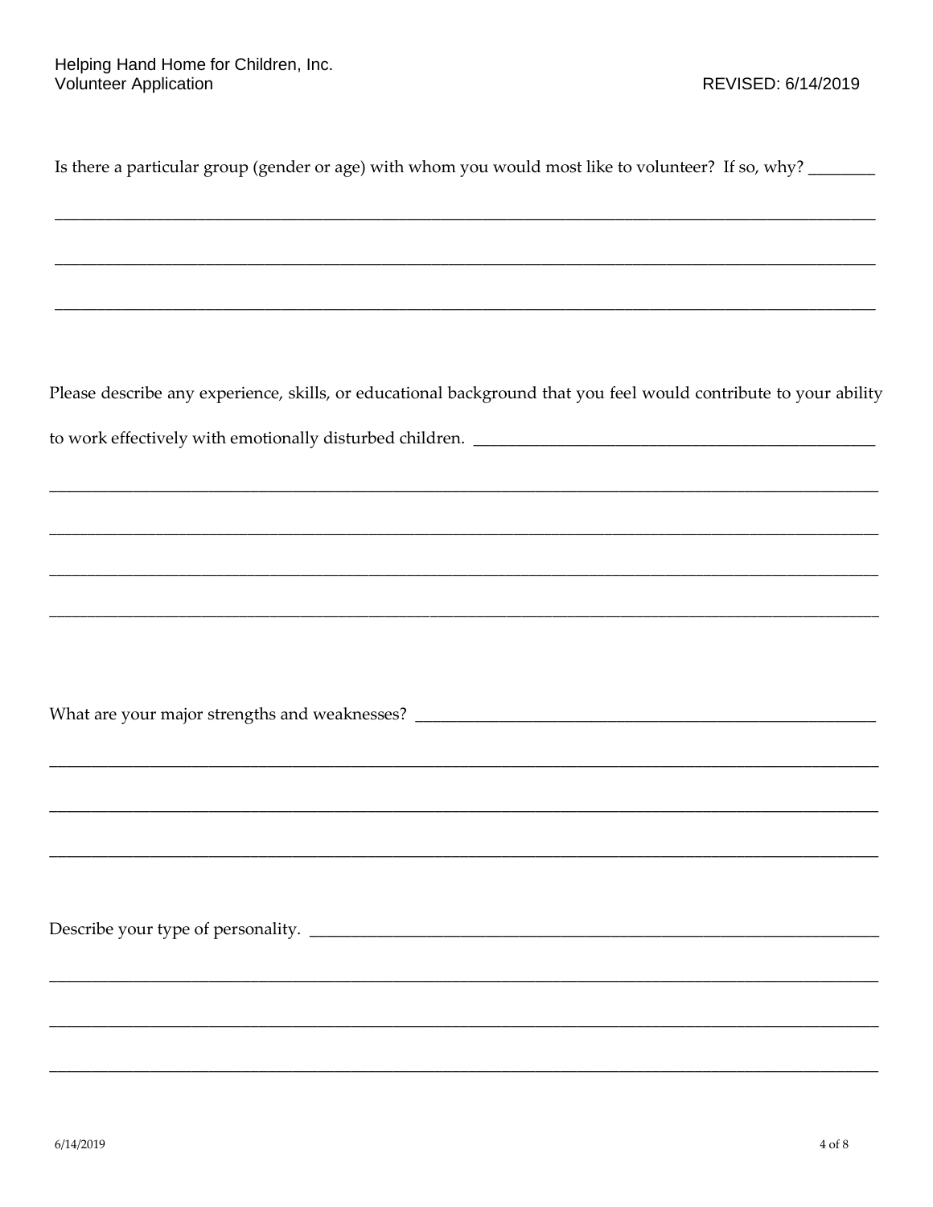Is there a particular group (gender or age) with whom you would most like to volunteer? If so, why? ________

____________________________________________________________________________________________________

____________________________________________________________________________________________________

____________________________________________________________________________________________________

Please describe any experience, skills, or educational background that you feel would contribute to your ability to work effectively with emotionally disturbed children. ______________________________________________

____________________________________________________________________________________________________

____________________________________________________________________________________________________

____________________________________________________________________________________________________

____________________________________________________________________________________________________

What are your major strengths and weaknesses? ____________________________________________________

____________________________________________________________________________________________________

____________________________________________________________________________________________________

____________________________________________________________________________________________________

Describe your type of personality. ________________________________________________________________

____________________________________________________________________________________________________

____________________________________________________________________________________________________

____________________________________________________________________________________________________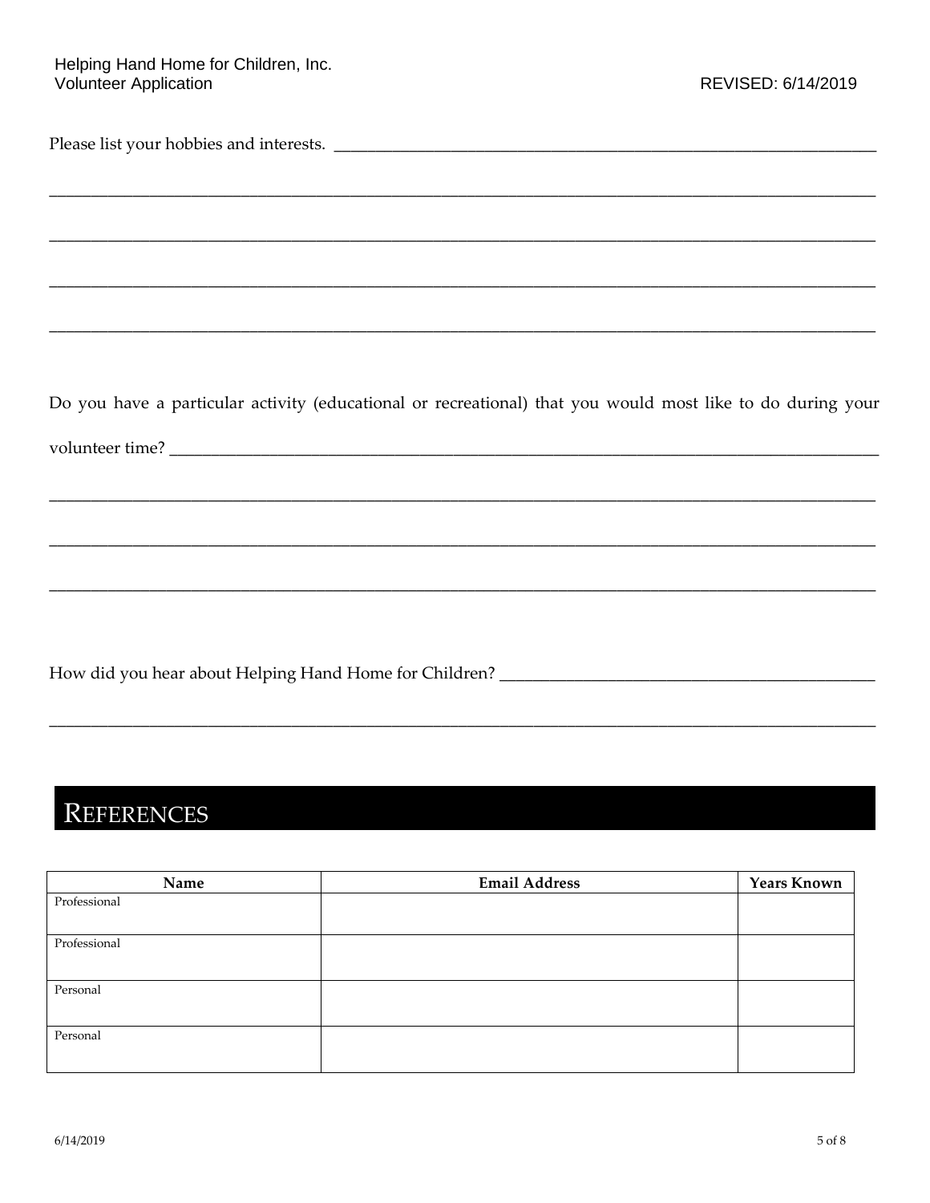Please list your hobbies and interests. ___________________________________________________________________

_____________________________________________________________________________________________

_____________________________________________________________________________________________

_____________________________________________________________________________________________

_____________________________________________________________________________________________

Do you have a particular activity (educational or recreational) that you would most like to do during your volunteer time? _______________________________________________________________________________

_____________________________________________________________________________________________

_____________________________________________________________________________________________

_____________________________________________________________________________________________

How did you hear about Helping Hand Home for Children? ___________________________________________

_____________________________________________________________________________________________

## REFERENCES

| Name | Email Address | Years Known |
|---|---|---|
| Professional | | |
| Professional | | |
| Personal | | |
| Personal | | |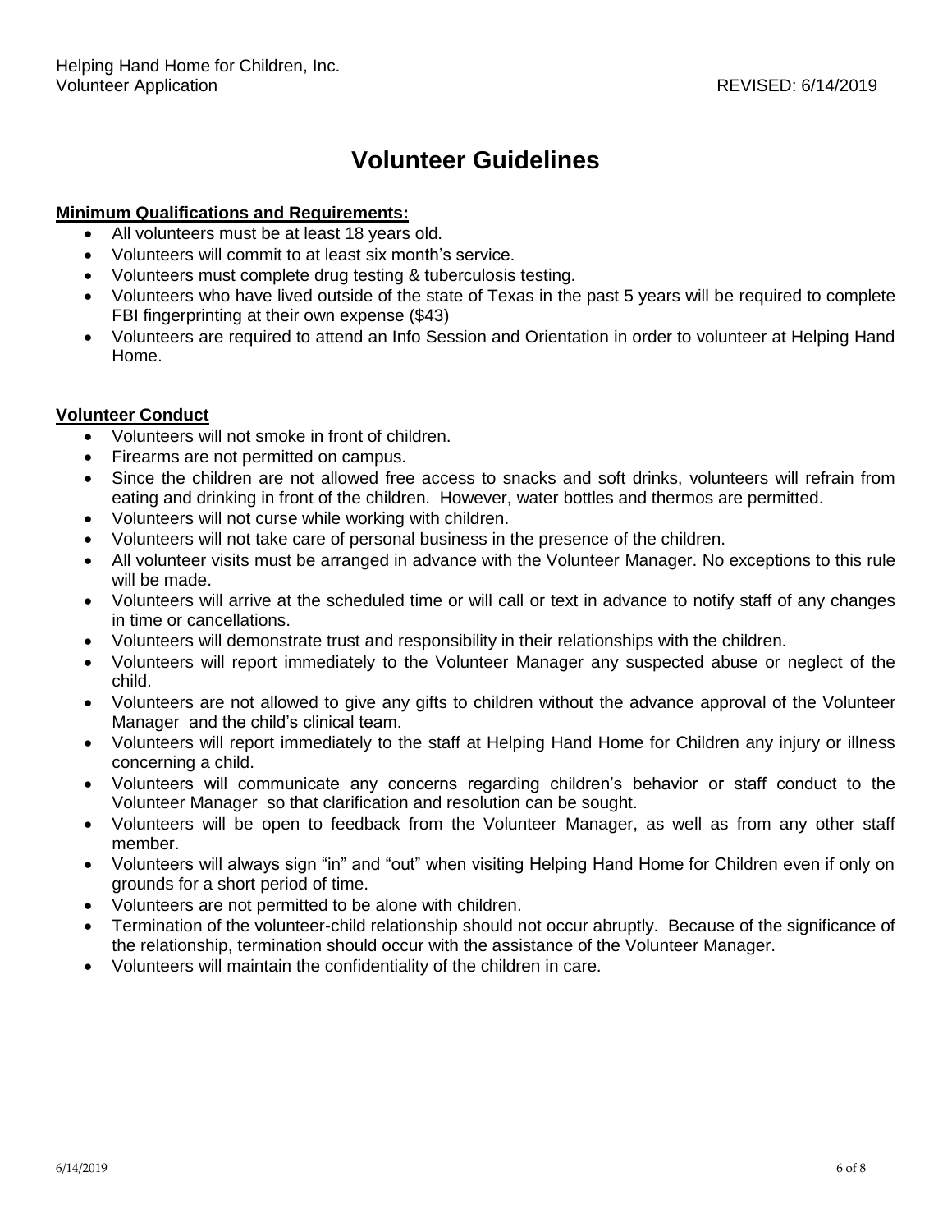# Volunteer Guidelines

**Minimum Qualifications and Requirements:**

- All volunteers must be at least 18 years old.
- Volunteers will commit to at least six month's service.
- Volunteers must complete drug testing & tuberculosis testing.
- Volunteers who have lived outside of the state of Texas in the past 5 years will be required to complete FBI fingerprinting at their own expense ($43)
- Volunteers are required to attend an Info Session and Orientation in order to volunteer at Helping Hand Home.

**Volunteer Conduct**

- Volunteers will not smoke in front of children.
- Firearms are not permitted on campus.
- Since the children are not allowed free access to snacks and soft drinks, volunteers will refrain from eating and drinking in front of the children. However, water bottles and thermos are permitted.
- Volunteers will not curse while working with children.
- Volunteers will not take care of personal business in the presence of the children.
- All volunteer visits must be arranged in advance with the Volunteer Manager. No exceptions to this rule will be made.
- Volunteers will arrive at the scheduled time or will call or text in advance to notify staff of any changes in time or cancellations.
- Volunteers will demonstrate trust and responsibility in their relationships with the children.
- Volunteers will report immediately to the Volunteer Manager any suspected abuse or neglect of the child.
- Volunteers are not allowed to give any gifts to children without the advance approval of the Volunteer Manager and the child's clinical team.
- Volunteers will report immediately to the staff at Helping Hand Home for Children any injury or illness concerning a child.
- Volunteers will communicate any concerns regarding children's behavior or staff conduct to the Volunteer Manager so that clarification and resolution can be sought.
- Volunteers will be open to feedback from the Volunteer Manager, as well as from any other staff member.
- Volunteers will always sign "in" and "out" when visiting Helping Hand Home for Children even if only on grounds for a short period of time.
- Volunteers are not permitted to be alone with children.
- Termination of the volunteer-child relationship should not occur abruptly. Because of the significance of the relationship, termination should occur with the assistance of the Volunteer Manager.
- Volunteers will maintain the confidentiality of the children in care.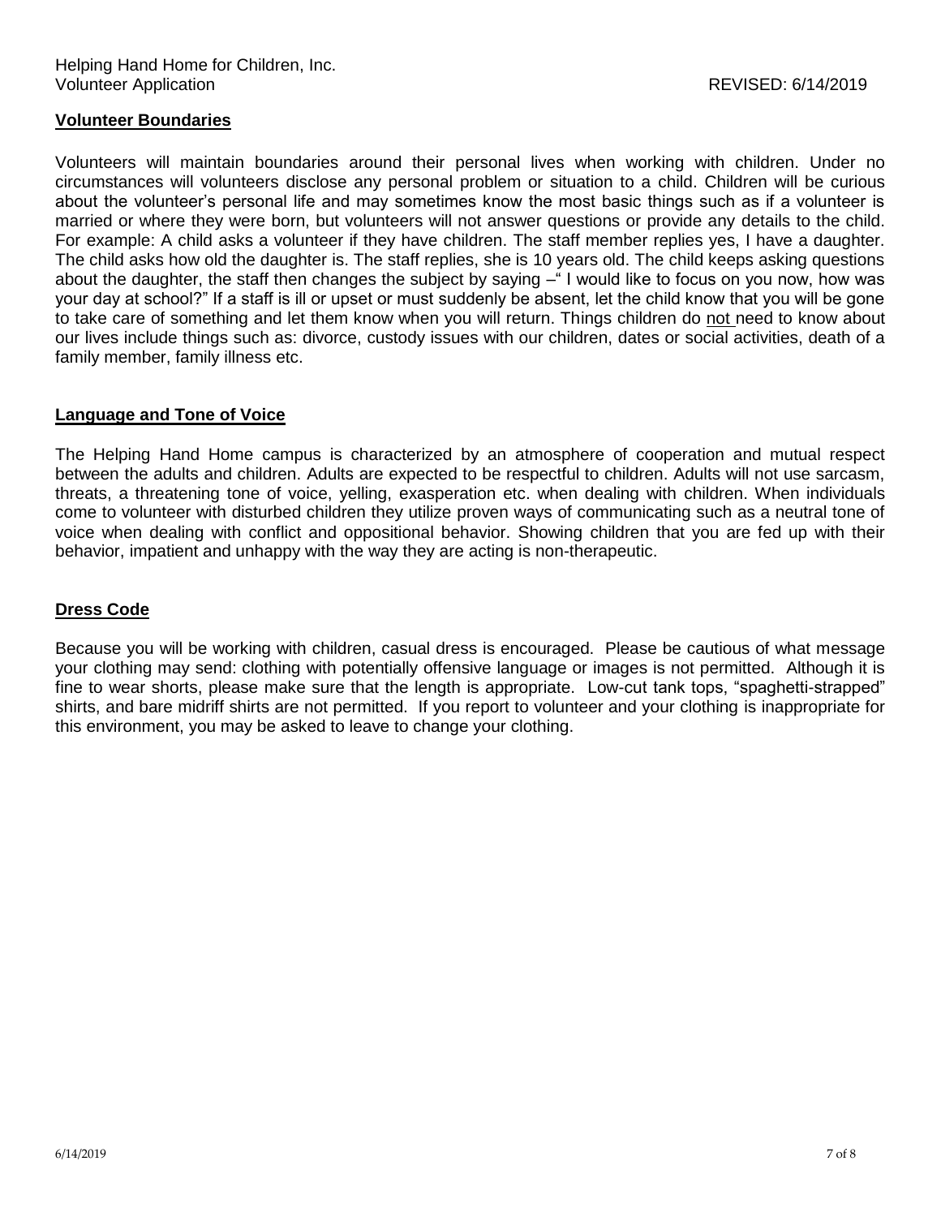## Volunteer Boundaries

Volunteers will maintain boundaries around their personal lives when working with children. Under no circumstances will volunteers disclose any personal problem or situation to a child. Children will be curious about the volunteer's personal life and may sometimes know the most basic things such as if a volunteer is married or where they were born, but volunteers will not answer questions or provide any details to the child. For example: A child asks a volunteer if they have children. The staff member replies yes, I have a daughter. The child asks how old the daughter is. The staff replies, she is 10 years old. The child keeps asking questions about the daughter, the staff then changes the subject by saying –" I would like to focus on you now, how was your day at school?" If a staff is ill or upset or must suddenly be absent, let the child know that you will be gone to take care of something and let them know when you will return. Things children do not need to know about our lives include things such as: divorce, custody issues with our children, dates or social activities, death of a family member, family illness etc.

## Language and Tone of Voice

The Helping Hand Home campus is characterized by an atmosphere of cooperation and mutual respect between the adults and children. Adults are expected to be respectful to children. Adults will not use sarcasm, threats, a threatening tone of voice, yelling, exasperation etc. when dealing with children. When individuals come to volunteer with disturbed children they utilize proven ways of communicating such as a neutral tone of voice when dealing with conflict and oppositional behavior. Showing children that you are fed up with their behavior, impatient and unhappy with the way they are acting is non-therapeutic.

## Dress Code

Because you will be working with children, casual dress is encouraged. Please be cautious of what message your clothing may send: clothing with potentially offensive language or images is not permitted. Although it is fine to wear shorts, please make sure that the length is appropriate. Low-cut tank tops, "spaghetti-strapped" shirts, and bare midriff shirts are not permitted. If you report to volunteer and your clothing is inappropriate for this environment, you may be asked to leave to change your clothing.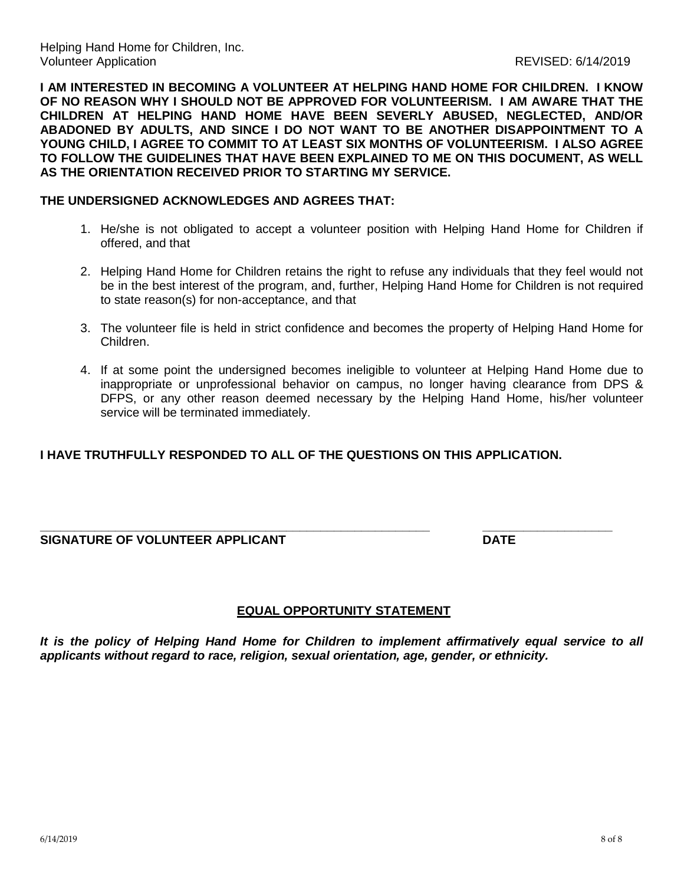**I AM INTERESTED IN BECOMING A VOLUNTEER AT HELPING HAND HOME FOR CHILDREN. I KNOW OF NO REASON WHY I SHOULD NOT BE APPROVED FOR VOLUNTEERISM. I AM AWARE THAT THE CHILDREN AT HELPING HAND HOME HAVE BEEN SEVERLY ABUSED, NEGLECTED, AND/OR ABADONED BY ADULTS, AND SINCE I DO NOT WANT TO BE ANOTHER DISAPPOINTMENT TO A YOUNG CHILD, I AGREE TO COMMIT TO AT LEAST SIX MONTHS OF VOLUNTEERISM. I ALSO AGREE TO FOLLOW THE GUIDELINES THAT HAVE BEEN EXPLAINED TO ME ON THIS DOCUMENT, AS WELL AS THE ORIENTATION RECEIVED PRIOR TO STARTING MY SERVICE.**

**THE UNDERSIGNED ACKNOWLEDGES AND AGREES THAT:**

1. He/she is not obligated to accept a volunteer position with Helping Hand Home for Children if offered, and that
2. Helping Hand Home for Children retains the right to refuse any individuals that they feel would not be in the best interest of the program, and, further, Helping Hand Home for Children is not required to state reason(s) for non-acceptance, and that
3. The volunteer file is held in strict confidence and becomes the property of Helping Hand Home for Children.
4. If at some point the undersigned becomes ineligible to volunteer at Helping Hand Home due to inappropriate or unprofessional behavior on campus, no longer having clearance from DPS & DFPS, or any other reason deemed necessary by the Helping Hand Home, his/her volunteer service will be terminated immediately.

**I HAVE TRUTHFULLY RESPONDED TO ALL OF THE QUESTIONS ON THIS APPLICATION.**

\_\_\_\_\_\_\_\_\_\_\_\_\_\_\_\_\_\_\_\_\_\_\_\_\_\_\_\_\_\_\_\_\_\_\_\_\_\_\_\_\_\_\_\_\_\_\_\_ \_\_\_\_\_\_\_\_\_\_\_\_\_\_\_\_\_\_\_\_

**SIGNATURE OF VOLUNTEER APPLICANT** **DATE**

## EQUAL OPPORTUNITY STATEMENT

***It is the policy of Helping Hand Home for Children to implement affirmatively equal service to all applicants without regard to race, religion, sexual orientation, age, gender, or ethnicity.***